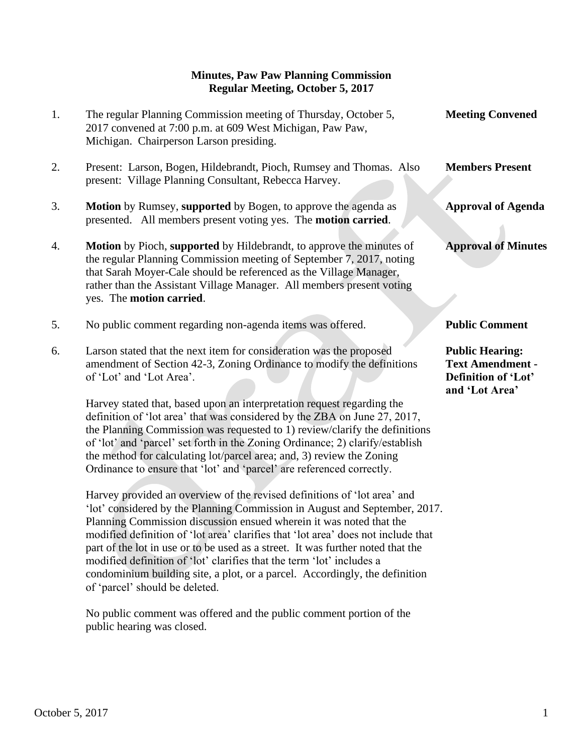**Minutes, Paw Paw Planning Commission**
**Regular Meeting, October 5, 2017**

1. The regular Planning Commission meeting of Thursday, October 5, 2017 convened at 7:00 p.m. at 609 West Michigan, Paw Paw, Michigan. Chairperson Larson presiding. — **Meeting Convened**

2. Present: Larson, Bogen, Hildebrandt, Pioch, Rumsey and Thomas. Also present: Village Planning Consultant, Rebecca Harvey. — **Members Present**

3. **Motion** by Rumsey, **supported** by Bogen, to approve the agenda as presented. All members present voting yes. The **motion carried**. — **Approval of Agenda**

4. **Motion** by Pioch, **supported** by Hildebrandt, to approve the minutes of the regular Planning Commission meeting of September 7, 2017, noting that Sarah Moyer-Cale should be referenced as the Village Manager, rather than the Assistant Village Manager. All members present voting yes. The **motion carried**. — **Approval of Minutes**

5. No public comment regarding non-agenda items was offered. — **Public Comment**

6. Larson stated that the next item for consideration was the proposed amendment of Section 42-3, Zoning Ordinance to modify the definitions of 'Lot' and 'Lot Area'. — **Public Hearing: Text Amendment - Definition of 'Lot' and 'Lot Area'**

   Harvey stated that, based upon an interpretation request regarding the definition of 'lot area' that was considered by the ZBA on June 27, 2017, the Planning Commission was requested to 1) review/clarify the definitions of 'lot' and 'parcel' set forth in the Zoning Ordinance; 2) clarify/establish the method for calculating lot/parcel area; and, 3) review the Zoning Ordinance to ensure that 'lot' and 'parcel' are referenced correctly.

   Harvey provided an overview of the revised definitions of 'lot area' and 'lot' considered by the Planning Commission in August and September, 2017. Planning Commission discussion ensued wherein it was noted that the modified definition of 'lot area' clarifies that 'lot area' does not include that part of the lot in use or to be used as a street. It was further noted that the modified definition of 'lot' clarifies that the term 'lot' includes a condominium building site, a plot, or a parcel. Accordingly, the definition of 'parcel' should be deleted.

   No public comment was offered and the public comment portion of the public hearing was closed.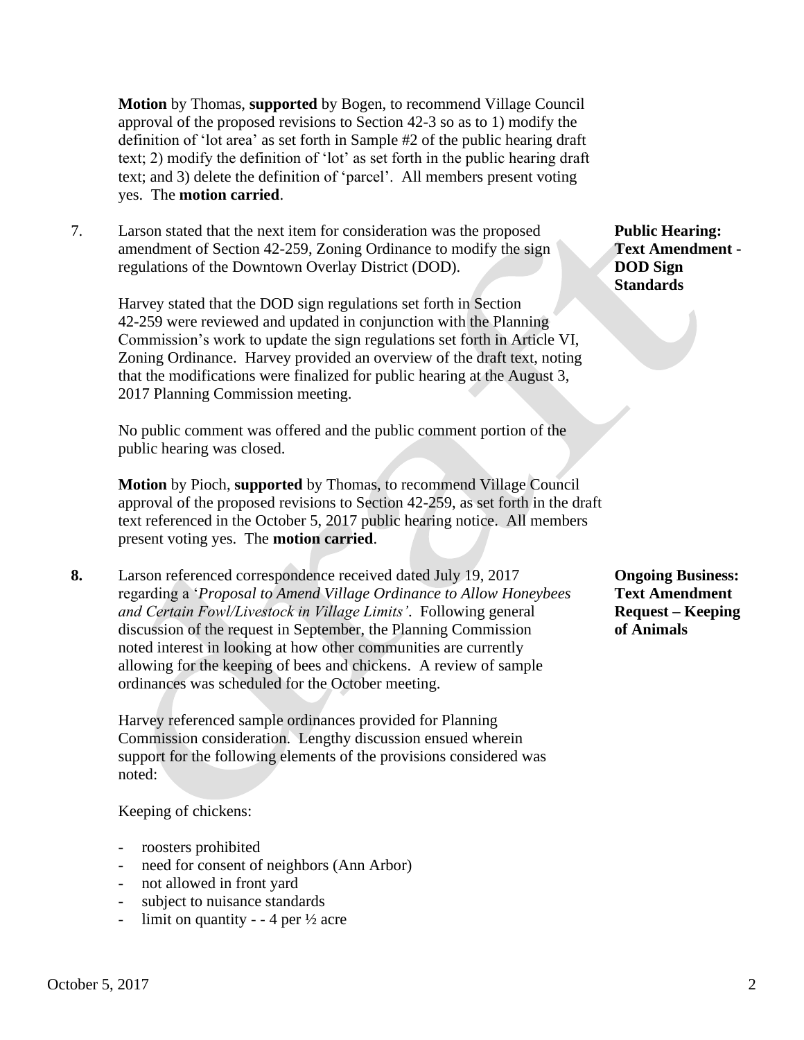**Motion** by Thomas, **supported** by Bogen, to recommend Village Council approval of the proposed revisions to Section 42-3 so as to 1) modify the definition of 'lot area' as set forth in Sample #2 of the public hearing draft text; 2) modify the definition of 'lot' as set forth in the public hearing draft text; and 3) delete the definition of 'parcel'. All members present voting yes. The **motion carried**.

7. Larson stated that the next item for consideration was the proposed amendment of Section 42-259, Zoning Ordinance to modify the sign regulations of the Downtown Overlay District (DOD).

**Public Hearing: Text Amendment - DOD Sign Standards**

Harvey stated that the DOD sign regulations set forth in Section 42-259 were reviewed and updated in conjunction with the Planning Commission's work to update the sign regulations set forth in Article VI, Zoning Ordinance. Harvey provided an overview of the draft text, noting that the modifications were finalized for public hearing at the August 3, 2017 Planning Commission meeting.

No public comment was offered and the public comment portion of the public hearing was closed.

**Motion** by Pioch, **supported** by Thomas, to recommend Village Council approval of the proposed revisions to Section 42-259, as set forth in the draft text referenced in the October 5, 2017 public hearing notice. All members present voting yes. The **motion carried**.

**8.** Larson referenced correspondence received dated July 19, 2017 regarding a '*Proposal to Amend Village Ordinance to Allow Honeybees and Certain Fowl/Livestock in Village Limits'*. Following general discussion of the request in September, the Planning Commission noted interest in looking at how other communities are currently allowing for the keeping of bees and chickens. A review of sample ordinances was scheduled for the October meeting.

**Ongoing Business: Text Amendment Request – Keeping of Animals**

Harvey referenced sample ordinances provided for Planning Commission consideration. Lengthy discussion ensued wherein support for the following elements of the provisions considered was noted:

Keeping of chickens:

- roosters prohibited
- need for consent of neighbors (Ann Arbor)
- not allowed in front yard
- subject to nuisance standards
- limit on quantity - - 4 per ½ acre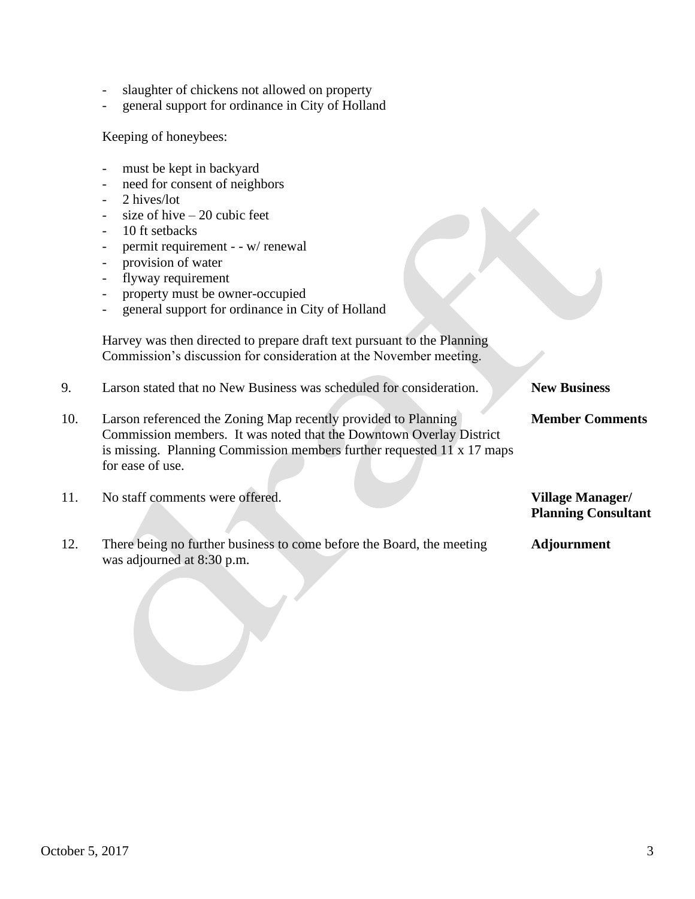- slaughter of chickens not allowed on property
- general support for ordinance in City of Holland

Keeping of honeybees:

- must be kept in backyard
- need for consent of neighbors
- 2 hives/lot
- size of hive – 20 cubic feet
- 10 ft setbacks
- permit requirement - - w/ renewal
- provision of water
- flyway requirement
- property must be owner-occupied
- general support for ordinance in City of Holland

Harvey was then directed to prepare draft text pursuant to the Planning Commission's discussion for consideration at the November meeting.

9. Larson stated that no New Business was scheduled for consideration. **New Business**

10. Larson referenced the Zoning Map recently provided to Planning Commission members. It was noted that the Downtown Overlay District is missing. Planning Commission members further requested 11 x 17 maps for ease of use. **Member Comments**

11. No staff comments were offered. **Village Manager/ Planning Consultant**

12. There being no further business to come before the Board, the meeting was adjourned at 8:30 p.m. **Adjournment**

October 5, 2017